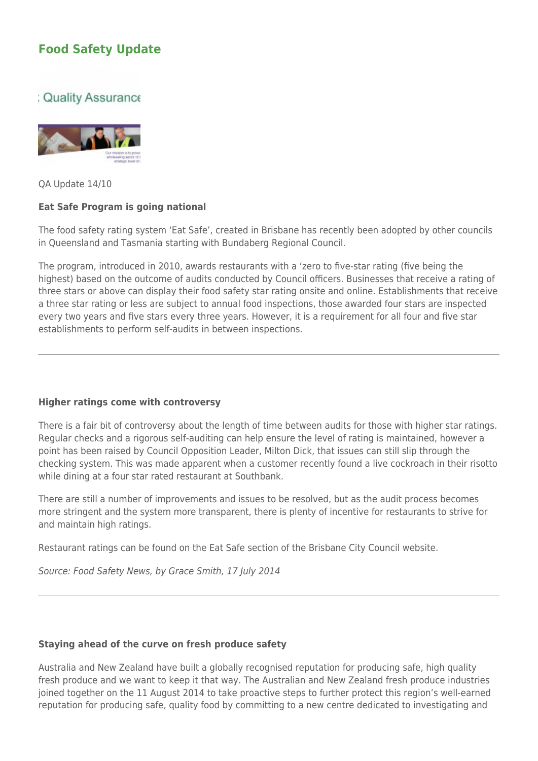# Food Safety Update

QA Update 14/10

**Eat Safe Program is going national**

The food safety rating system 'Eat Safe', created in Brisbane has recently been adopted by other councils in Queensland and Tasmania starting with Bundaberg Regional Council.

The program, introduced in 2010, awards restaurants with a 'zero to five-star rating (five being the highest) based on the outcome of audits conducted by Council officers. Businesses that receive a rating of three stars or above can display their food safety star rating onsite and online. Establishments that receive a three star rating or less are subject to annual food inspections, those awarded four stars are inspected every two years and five stars every three years. However, it is a requirement for all four and five star establishments to perform self-audits in between inspections.

---

**Higher ratings come with controversy**

There is a fair bit of controversy about the length of time between audits for those with higher star ratings. Regular checks and a rigorous self-auditing can help ensure the level of rating is maintained, however a point has been raised by Council Opposition Leader, Milton Dick, that issues can still slip through the checking system. This was made apparent when a customer recently found a live cockroach in their risotto while dining at a four star rated restaurant at Southbank.

There are still a number of improvements and issues to be resolved, but as the audit process becomes more stringent and the system more transparent, there is plenty of incentive for restaurants to strive for and maintain high ratings.

Restaurant ratings can be found on the Eat Safe section of the Brisbane City Council website.

*Source: Food Safety News, by Grace Smith, 17 July 2014*

---

**Staying ahead of the curve on fresh produce safety**

Australia and New Zealand have built a globally recognised reputation for producing safe, high quality fresh produce and we want to keep it that way. The Australian and New Zealand fresh produce industries joined together on the 11 August 2014 to take proactive steps to further protect this region's well-earned reputation for producing safe, quality food by committing to a new centre dedicated to investigating and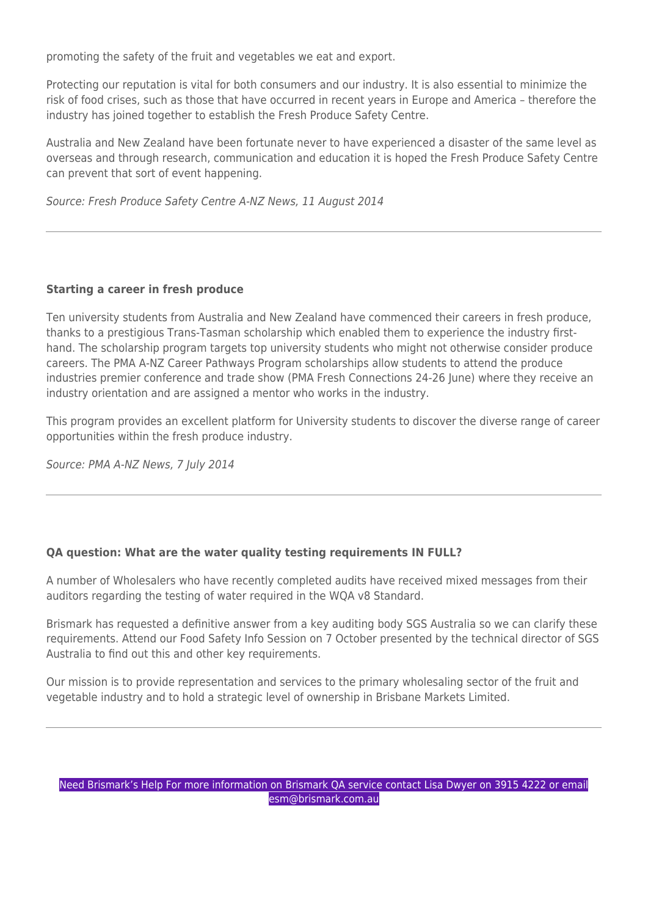promoting the safety of the fruit and vegetables we eat and export.

Protecting our reputation is vital for both consumers and our industry. It is also essential to minimize the risk of food crises, such as those that have occurred in recent years in Europe and America – therefore the industry has joined together to establish the Fresh Produce Safety Centre.

Australia and New Zealand have been fortunate never to have experienced a disaster of the same level as overseas and through research, communication and education it is hoped the Fresh Produce Safety Centre can prevent that sort of event happening.

*Source: Fresh Produce Safety Centre A-NZ News, 11 August 2014*

---

**Starting a career in fresh produce**

Ten university students from Australia and New Zealand have commenced their careers in fresh produce, thanks to a prestigious Trans-Tasman scholarship which enabled them to experience the industry first-hand. The scholarship program targets top university students who might not otherwise consider produce careers. The PMA A-NZ Career Pathways Program scholarships allow students to attend the produce industries premier conference and trade show (PMA Fresh Connections 24-26 June) where they receive an industry orientation and are assigned a mentor who works in the industry.

This program provides an excellent platform for University students to discover the diverse range of career opportunities within the fresh produce industry.

*Source: PMA A-NZ News, 7 July 2014*

---

**QA question: What are the water quality testing requirements IN FULL?**

A number of Wholesalers who have recently completed audits have received mixed messages from their auditors regarding the testing of water required in the WQA v8 Standard.

Brismark has requested a definitive answer from a key auditing body SGS Australia so we can clarify these requirements. Attend our Food Safety Info Session on 7 October presented by the technical director of SGS Australia to find out this and other key requirements.

Our mission is to provide representation and services to the primary wholesaling sector of the fruit and vegetable industry and to hold a strategic level of ownership in Brisbane Markets Limited.

---

Need Brismark's Help For more information on Brismark QA service contact Lisa Dwyer on 3915 4222 or email esm@brismark.com.au